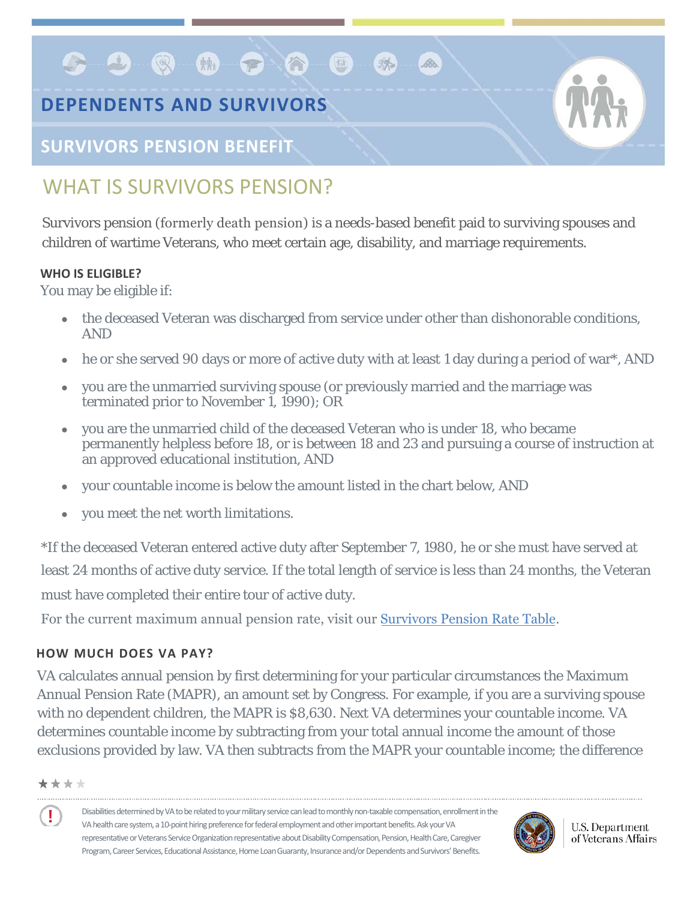# DEPENDENTS AND SURVIVORS

## SURVIVORS PENSION BENEFIT

## WHAT IS SURVIVORS PENSION?

Survivors pension (formerly death pension) is a needs-based benefit paid to surviving spouses and children of wartime Veterans, who meet certain age, disability, and marriage requirements.

### WHO IS ELIGIBLE?

You may be eligible if:

- the deceased Veteran was discharged from service under other than dishonorable conditions, AND
- he or she served 90 days or more of active duty with at least 1 day during a period of war*, AND
- you are the unmarried surviving spouse (or previously married and the marriage was terminated prior to November 1, 1990); OR
- you are the unmarried child of the deceased Veteran who is under 18, who became permanently helpless before 18, or is between 18 and 23 and pursuing a course of instruction at an approved educational institution, AND
- your countable income is below the amount listed in the chart below, AND
- you meet the net worth limitations.

*If the deceased Veteran entered active duty after September 7, 1980, he or she must have served at least 24 months of active duty service. If the total length of service is less than 24 months, the Veteran must have completed their entire tour of active duty.

For the current maximum annual pension rate, visit our Survivors Pension Rate Table.

### HOW MUCH DOES VA PAY?

VA calculates annual pension by first determining for your particular circumstances the Maximum Annual Pension Rate (MAPR), an amount set by Congress. For example, if you are a surviving spouse with no dependent children, the MAPR is $8,630. Next VA determines your countable income. VA determines countable income by subtracting from your total annual income the amount of those exclusions provided by law. VA then subtracts from the MAPR your countable income; the difference

Disabilities determined by VA to be related to your military service can lead to monthly non-taxable compensation, enrollment in the VA health care system, a 10-point hiring preference for federal employment and other important benefits. Ask your VA representative or Veterans Service Organization representative about Disability Compensation, Pension, Health Care, Caregiver Program, Career Services, Educational Assistance, Home Loan Guaranty, Insurance and/or Dependents and Survivors' Benefits.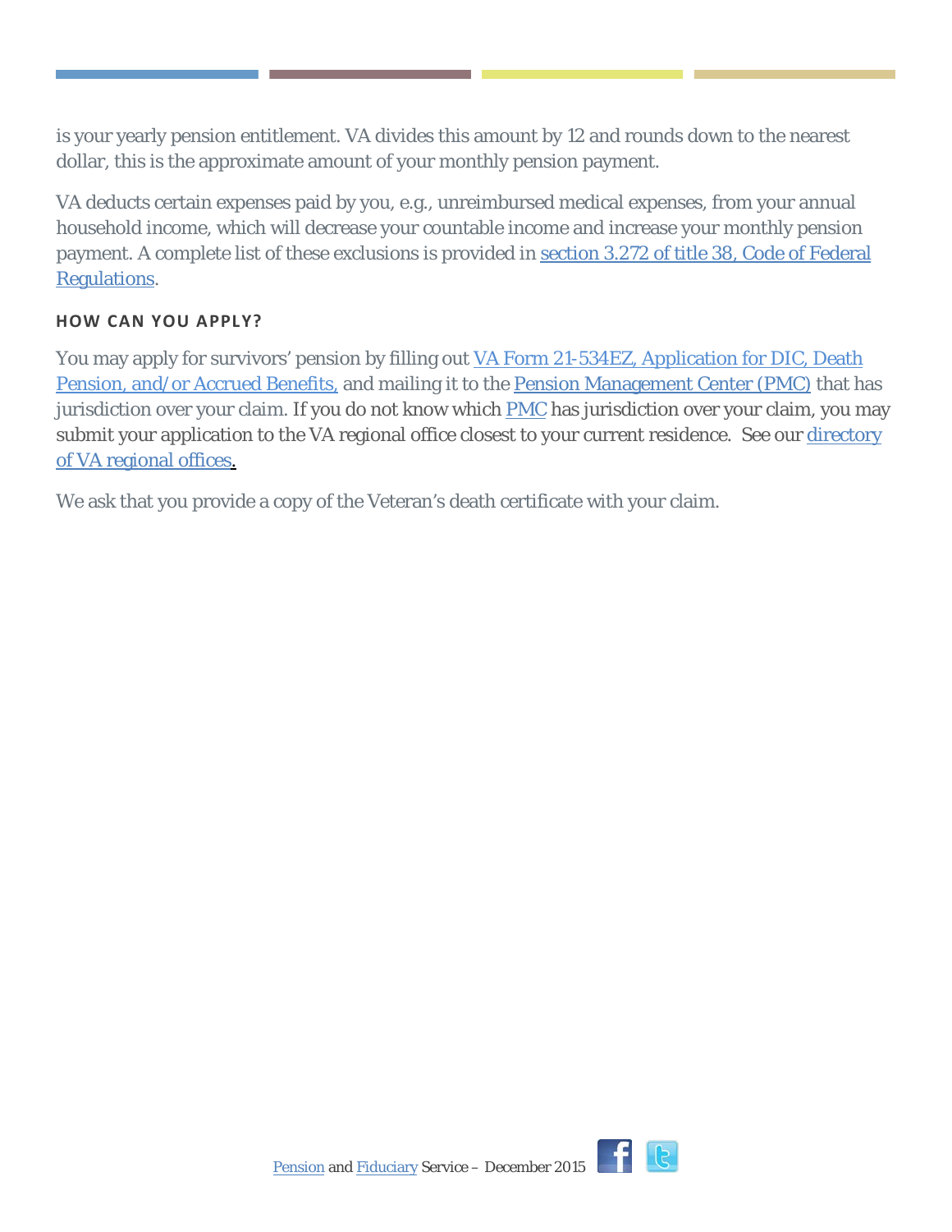is your yearly pension entitlement. VA divides this amount by 12 and rounds down to the nearest dollar, this is the approximate amount of your monthly pension payment.

VA deducts certain expenses paid by you, e.g., unreimbursed medical expenses, from your annual household income, which will decrease your countable income and increase your monthly pension payment. A complete list of these exclusions is provided in section 3.272 of title 38, Code of Federal Regulations.

### HOW CAN YOU APPLY?

You may apply for survivors' pension by filling out VA Form 21-534EZ, Application for DIC, Death Pension, and/or Accrued Benefits, and mailing it to the Pension Management Center (PMC) that has jurisdiction over your claim. If you do not know which PMC has jurisdiction over your claim, you may submit your application to the VA regional office closest to your current residence. See our directory of VA regional offices.

We ask that you provide a copy of the Veteran's death certificate with your claim.